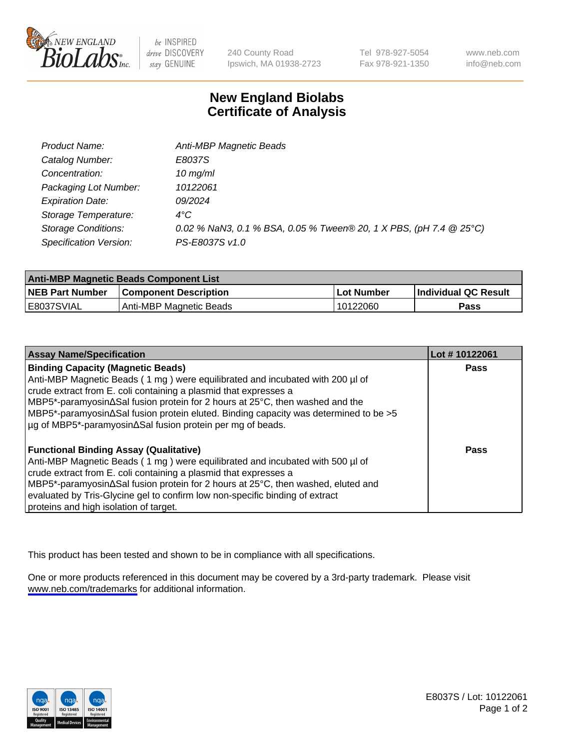New England BioLabs Inc. — be INSPIRED drive DISCOVERY stay GENUINE

240 County Road
Ipswich, MA 01938-2723

Tel 978-927-5054
Fax 978-921-1350

www.neb.com
info@neb.com

# New England Biolabs
# Certificate of Analysis

| | |
|---|---|
| *Product Name:* | *Anti-MBP Magnetic Beads* |
| *Catalog Number:* | *E8037S* |
| *Concentration:* | *10 mg/ml* |
| *Packaging Lot Number:* | *10122061* |
| *Expiration Date:* | *09/2024* |
| *Storage Temperature:* | *4°C* |
| *Storage Conditions:* | *0.02 % $NaN_3$, 0.1 % BSA, 0.05 % Tween® 20, 1 X PBS, (pH 7.4 @ 25°C)* |
| *Specification Version:* | *PS-E8037S v1.0* |

| **Anti-MBP Magnetic Beads Component List** | | | |
|---|---|---|---|
| **NEB Part Number** | **Component Description** | **Lot Number** | **Individual QC Result** |
| E8037SVIAL | Anti-MBP Magnetic Beads | 10122060 | **Pass** |

| **Assay Name/Specification** | **Lot # 10122061** |
|---|---|
| **Binding Capacity (Magnetic Beads)**<br>Anti-MBP Magnetic Beads ( 1 mg ) were equilibrated and incubated with 200 µl of crude extract from E. coli containing a plasmid that expresses a MBP5*-paramyosinΔSal fusion protein for 2 hours at 25°C, then washed and the MBP5*-paramyosinΔSal fusion protein eluted. Binding capacity was determined to be >5 µg of MBP5*-paramyosinΔSal fusion protein per mg of beads. | **Pass** |
| **Functional Binding Assay (Qualitative)**<br>Anti-MBP Magnetic Beads ( 1 mg ) were equilibrated and incubated with 500 µl of crude extract from E. coli containing a plasmid that expresses a MBP5*-paramyosinΔSal fusion protein for 2 hours at 25°C, then washed, eluted and evaluated by Tris-Glycine gel to confirm low non-specific binding of extract proteins and high isolation of target. | **Pass** |

This product has been tested and shown to be in compliance with all specifications.

One or more products referenced in this document may be covered by a 3rd-party trademark. Please visit www.neb.com/trademarks for additional information.

E8037S / Lot: 10122061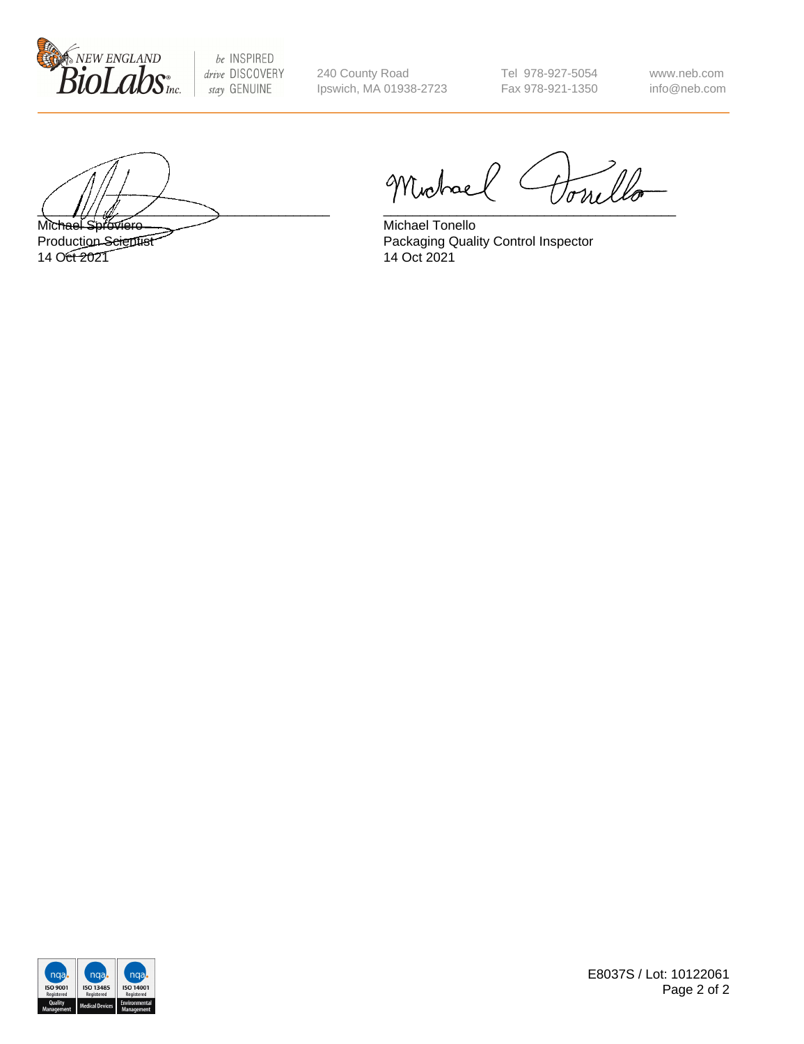240 County Road
Ipswich, MA 01938-2723

Tel 978-927-5054
Fax 978-921-1350

www.neb.com
info@neb.com

Michael Sproviero
Production Scientist
14 Oct 2021

Michael Tonello
Packaging Quality Control Inspector
14 Oct 2021

E8037S / Lot: 10122061